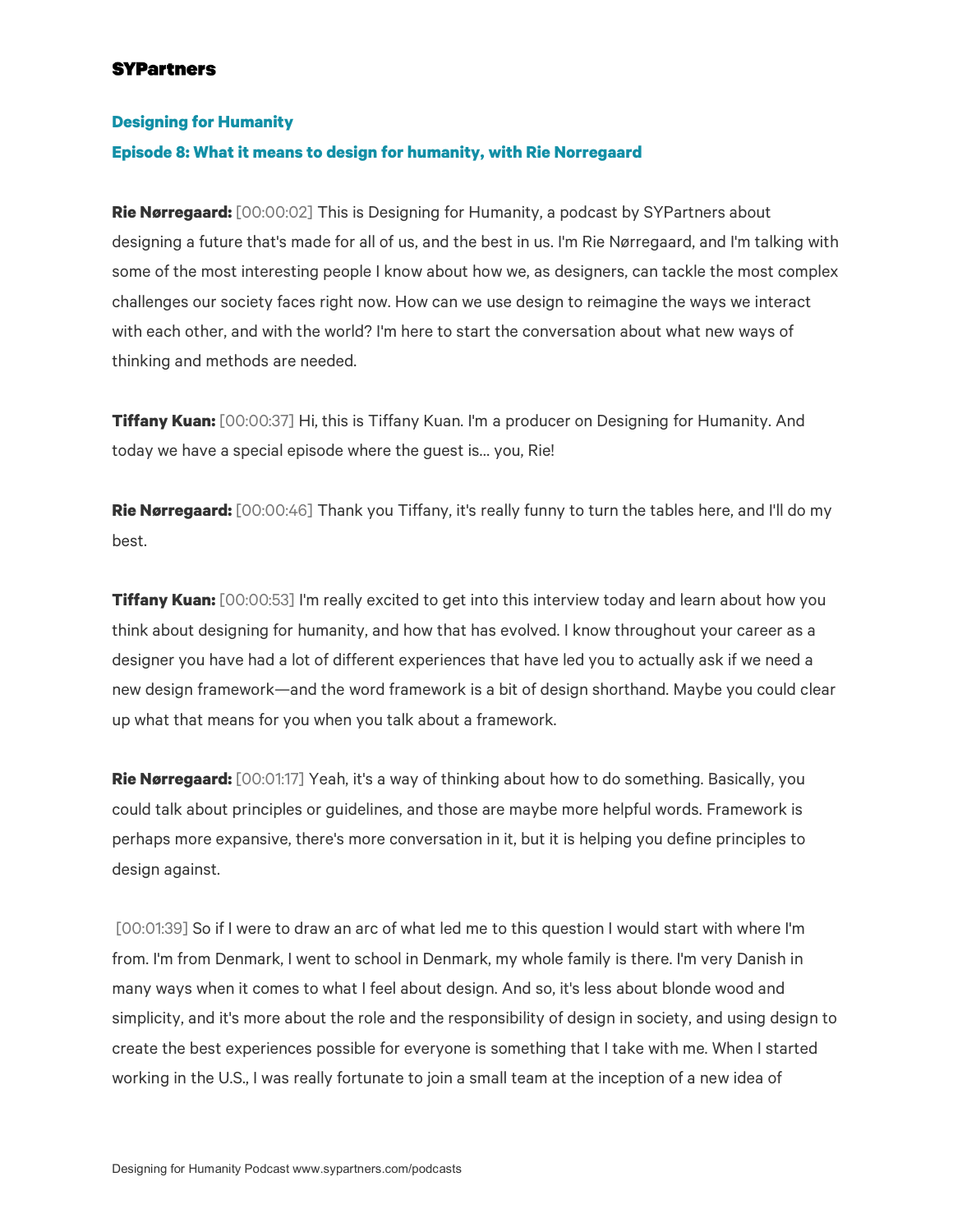**SYPartners**

## Designing for Humanity

### Episode 8: What it means to design for humanity, with Rie Norregaard

**Rie Nørregaard:** [00:00:02] This is Designing for Humanity, a podcast by SYPartners about designing a future that's made for all of us, and the best in us. I'm Rie Nørregaard, and I'm talking with some of the most interesting people I know about how we, as designers, can tackle the most complex challenges our society faces right now. How can we use design to reimagine the ways we interact with each other, and with the world? I'm here to start the conversation about what new ways of thinking and methods are needed.

**Tiffany Kuan:** [00:00:37] Hi, this is Tiffany Kuan. I'm a producer on Designing for Humanity. And today we have a special episode where the guest is... you, Rie!

**Rie Nørregaard:** [00:00:46] Thank you Tiffany, it's really funny to turn the tables here, and I'll do my best.

**Tiffany Kuan:** [00:00:53] I'm really excited to get into this interview today and learn about how you think about designing for humanity, and how that has evolved. I know throughout your career as a designer you have had a lot of different experiences that have led you to actually ask if we need a new design framework—and the word framework is a bit of design shorthand. Maybe you could clear up what that means for you when you talk about a framework.

**Rie Nørregaard:** [00:01:17] Yeah, it's a way of thinking about how to do something. Basically, you could talk about principles or guidelines, and those are maybe more helpful words. Framework is perhaps more expansive, there's more conversation in it, but it is helping you define principles to design against.

[00:01:39] So if I were to draw an arc of what led me to this question I would start with where I'm from. I'm from Denmark, I went to school in Denmark, my whole family is there. I'm very Danish in many ways when it comes to what I feel about design. And so, it's less about blonde wood and simplicity, and it's more about the role and the responsibility of design in society, and using design to create the best experiences possible for everyone is something that I take with me. When I started working in the U.S., I was really fortunate to join a small team at the inception of a new idea of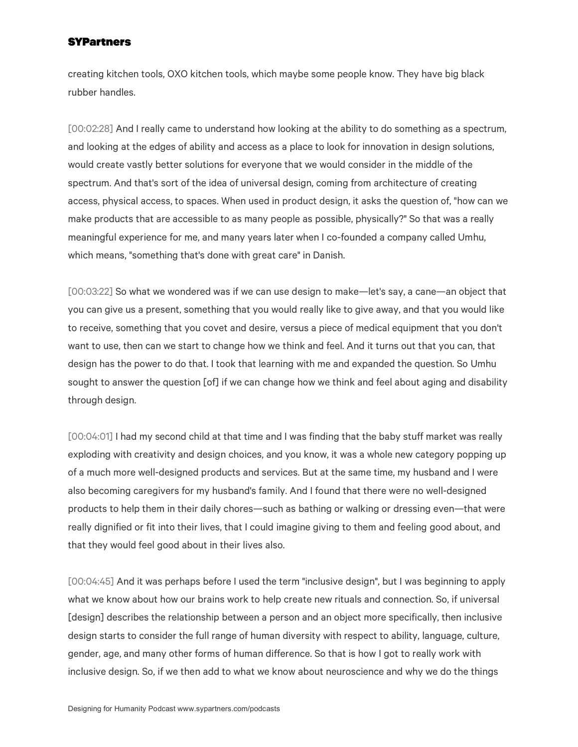creating kitchen tools, OXO kitchen tools, which maybe some people know. They have big black rubber handles.

[00:02:28] And I really came to understand how looking at the ability to do something as a spectrum, and looking at the edges of ability and access as a place to look for innovation in design solutions, would create vastly better solutions for everyone that we would consider in the middle of the spectrum. And that's sort of the idea of universal design, coming from architecture of creating access, physical access, to spaces. When used in product design, it asks the question of, "how can we make products that are accessible to as many people as possible, physically?" So that was a really meaningful experience for me, and many years later when I co-founded a company called Umhu, which means, "something that's done with great care" in Danish.

[00:03:22] So what we wondered was if we can use design to make—let's say, a cane—an object that you can give us a present, something that you would really like to give away, and that you would like to receive, something that you covet and desire, versus a piece of medical equipment that you don't want to use, then can we start to change how we think and feel. And it turns out that you can, that design has the power to do that. I took that learning with me and expanded the question. So Umhu sought to answer the question [of] if we can change how we think and feel about aging and disability through design.

[00:04:01] I had my second child at that time and I was finding that the baby stuff market was really exploding with creativity and design choices, and you know, it was a whole new category popping up of a much more well-designed products and services. But at the same time, my husband and I were also becoming caregivers for my husband's family. And I found that there were no well-designed products to help them in their daily chores—such as bathing or walking or dressing even—that were really dignified or fit into their lives, that I could imagine giving to them and feeling good about, and that they would feel good about in their lives also.

[00:04:45] And it was perhaps before I used the term "inclusive design", but I was beginning to apply what we know about how our brains work to help create new rituals and connection. So, if universal [design] describes the relationship between a person and an object more specifically, then inclusive design starts to consider the full range of human diversity with respect to ability, language, culture, gender, age, and many other forms of human difference. So that is how I got to really work with inclusive design. So, if we then add to what we know about neuroscience and why we do the things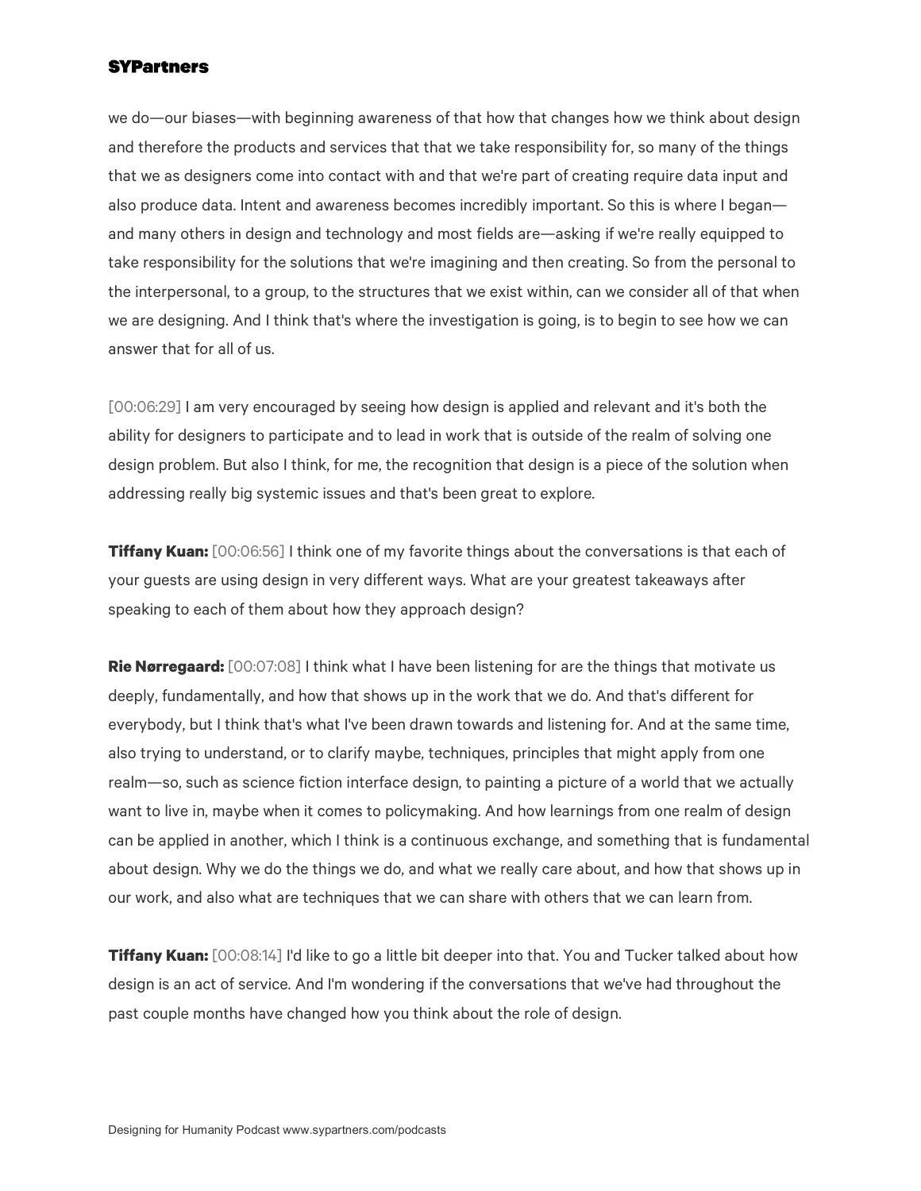we do—our biases—with beginning awareness of that how that changes how we think about design and therefore the products and services that that we take responsibility for, so many of the things that we as designers come into contact with and that we're part of creating require data input and also produce data. Intent and awareness becomes incredibly important. So this is where I began—and many others in design and technology and most fields are—asking if we're really equipped to take responsibility for the solutions that we're imagining and then creating. So from the personal to the interpersonal, to a group, to the structures that we exist within, can we consider all of that when we are designing. And I think that's where the investigation is going, is to begin to see how we can answer that for all of us.

[00:06:29] I am very encouraged by seeing how design is applied and relevant and it's both the ability for designers to participate and to lead in work that is outside of the realm of solving one design problem. But also I think, for me, the recognition that design is a piece of the solution when addressing really big systemic issues and that's been great to explore.

**Tiffany Kuan:** [00:06:56] I think one of my favorite things about the conversations is that each of your guests are using design in very different ways. What are your greatest takeaways after speaking to each of them about how they approach design?

**Rie Nørregaard:** [00:07:08] I think what I have been listening for are the things that motivate us deeply, fundamentally, and how that shows up in the work that we do. And that's different for everybody, but I think that's what I've been drawn towards and listening for. And at the same time, also trying to understand, or to clarify maybe, techniques, principles that might apply from one realm—so, such as science fiction interface design, to painting a picture of a world that we actually want to live in, maybe when it comes to policymaking. And how learnings from one realm of design can be applied in another, which I think is a continuous exchange, and something that is fundamental about design. Why we do the things we do, and what we really care about, and how that shows up in our work, and also what are techniques that we can share with others that we can learn from.

**Tiffany Kuan:** [00:08:14] I'd like to go a little bit deeper into that. You and Tucker talked about how design is an act of service. And I'm wondering if the conversations that we've had throughout the past couple months have changed how you think about the role of design.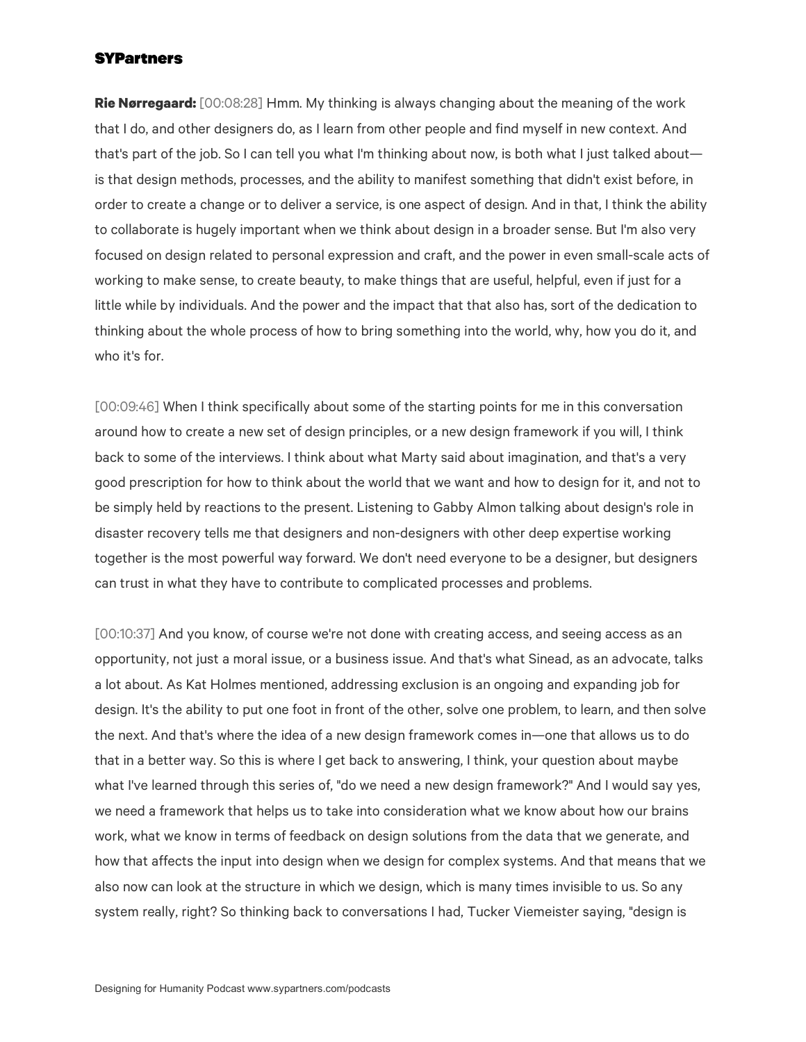**Rie Nørregaard:** [00:08:28] Hmm. My thinking is always changing about the meaning of the work that I do, and other designers do, as I learn from other people and find myself in new context. And that's part of the job. So I can tell you what I'm thinking about now, is both what I just talked about—is that design methods, processes, and the ability to manifest something that didn't exist before, in order to create a change or to deliver a service, is one aspect of design. And in that, I think the ability to collaborate is hugely important when we think about design in a broader sense. But I'm also very focused on design related to personal expression and craft, and the power in even small-scale acts of working to make sense, to create beauty, to make things that are useful, helpful, even if just for a little while by individuals. And the power and the impact that that also has, sort of the dedication to thinking about the whole process of how to bring something into the world, why, how you do it, and who it's for.

[00:09:46] When I think specifically about some of the starting points for me in this conversation around how to create a new set of design principles, or a new design framework if you will, I think back to some of the interviews. I think about what Marty said about imagination, and that's a very good prescription for how to think about the world that we want and how to design for it, and not to be simply held by reactions to the present. Listening to Gabby Almon talking about design's role in disaster recovery tells me that designers and non-designers with other deep expertise working together is the most powerful way forward. We don't need everyone to be a designer, but designers can trust in what they have to contribute to complicated processes and problems.

[00:10:37] And you know, of course we're not done with creating access, and seeing access as an opportunity, not just a moral issue, or a business issue. And that's what Sinead, as an advocate, talks a lot about. As Kat Holmes mentioned, addressing exclusion is an ongoing and expanding job for design. It's the ability to put one foot in front of the other, solve one problem, to learn, and then solve the next. And that's where the idea of a new design framework comes in—one that allows us to do that in a better way. So this is where I get back to answering, I think, your question about maybe what I've learned through this series of, "do we need a new design framework?" And I would say yes, we need a framework that helps us to take into consideration what we know about how our brains work, what we know in terms of feedback on design solutions from the data that we generate, and how that affects the input into design when we design for complex systems. And that means that we also now can look at the structure in which we design, which is many times invisible to us. So any system really, right? So thinking back to conversations I had, Tucker Viemeister saying, "design is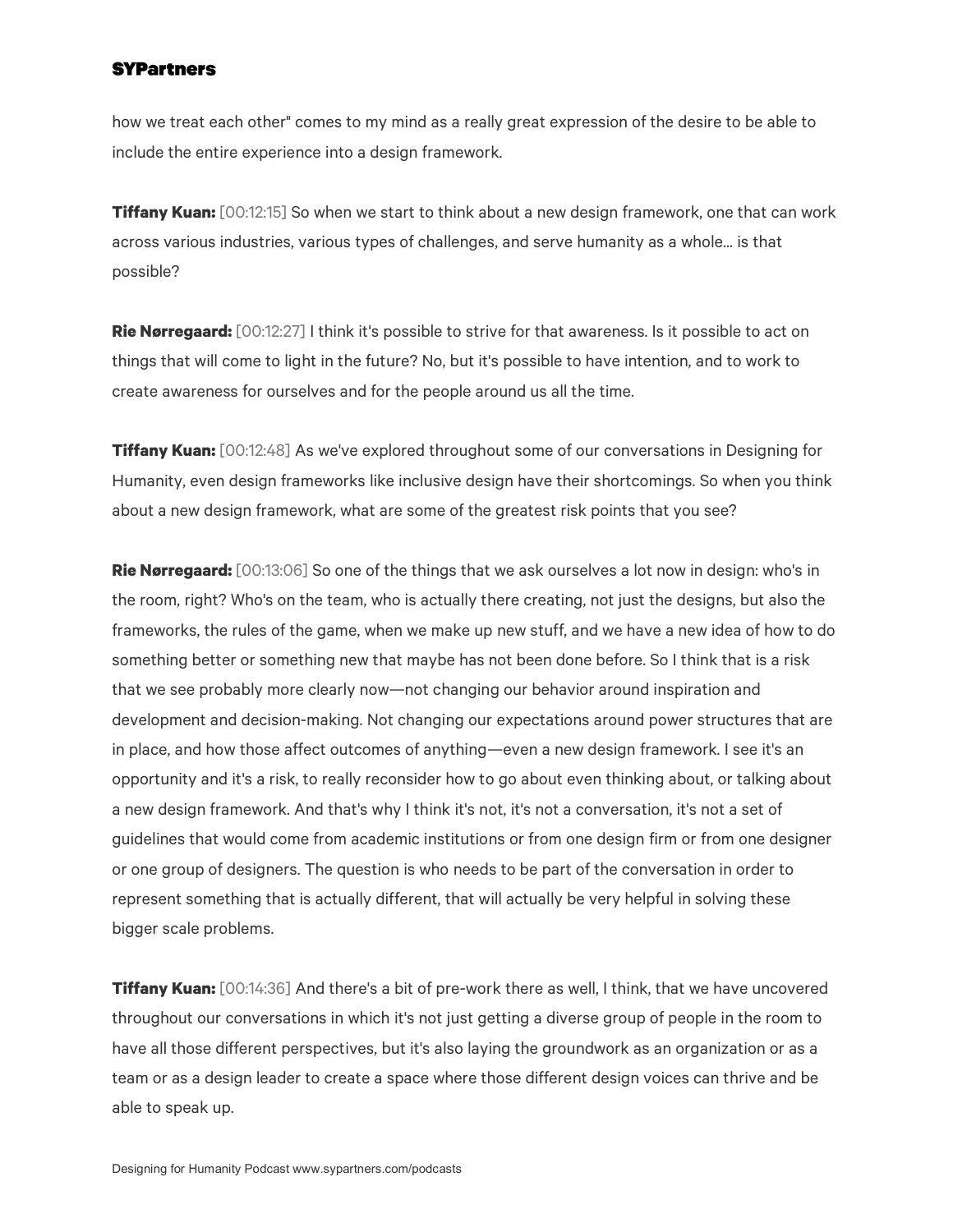how we treat each other" comes to my mind as a really great expression of the desire to be able to include the entire experience into a design framework.

**Tiffany Kuan:** [00:12:15] So when we start to think about a new design framework, one that can work across various industries, various types of challenges, and serve humanity as a whole… is that possible?

**Rie Nørregaard:** [00:12:27] I think it's possible to strive for that awareness. Is it possible to act on things that will come to light in the future? No, but it's possible to have intention, and to work to create awareness for ourselves and for the people around us all the time.

**Tiffany Kuan:** [00:12:48] As we've explored throughout some of our conversations in Designing for Humanity, even design frameworks like inclusive design have their shortcomings. So when you think about a new design framework, what are some of the greatest risk points that you see?

**Rie Nørregaard:** [00:13:06] So one of the things that we ask ourselves a lot now in design: who's in the room, right? Who's on the team, who is actually there creating, not just the designs, but also the frameworks, the rules of the game, when we make up new stuff, and we have a new idea of how to do something better or something new that maybe has not been done before. So I think that is a risk that we see probably more clearly now—not changing our behavior around inspiration and development and decision-making. Not changing our expectations around power structures that are in place, and how those affect outcomes of anything—even a new design framework. I see it's an opportunity and it's a risk, to really reconsider how to go about even thinking about, or talking about a new design framework. And that's why I think it's not, it's not a conversation, it's not a set of guidelines that would come from academic institutions or from one design firm or from one designer or one group of designers. The question is who needs to be part of the conversation in order to represent something that is actually different, that will actually be very helpful in solving these bigger scale problems.

**Tiffany Kuan:** [00:14:36] And there's a bit of pre-work there as well, I think, that we have uncovered throughout our conversations in which it's not just getting a diverse group of people in the room to have all those different perspectives, but it's also laying the groundwork as an organization or as a team or as a design leader to create a space where those different design voices can thrive and be able to speak up.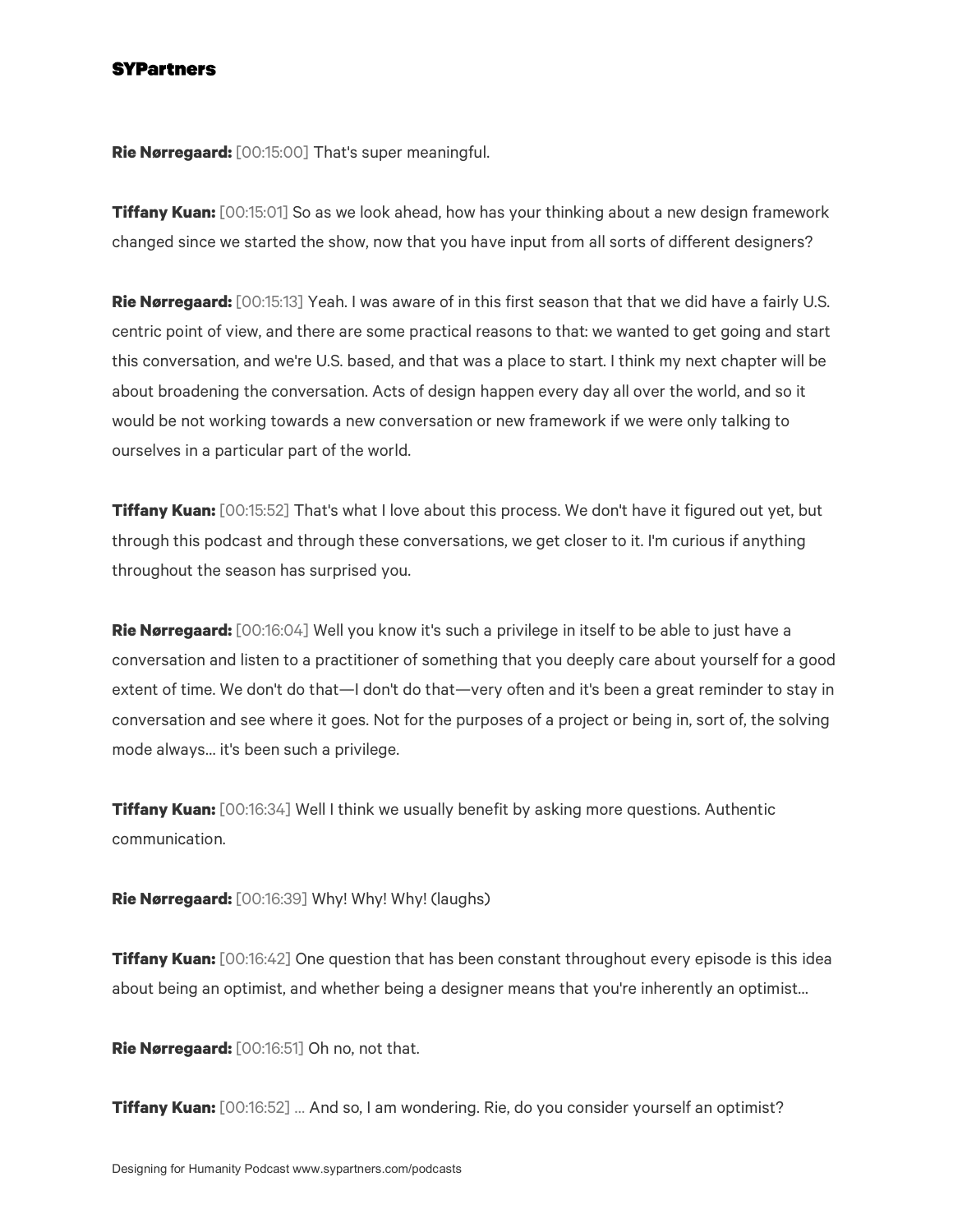**Rie Nørregaard:** [00:15:00] That's super meaningful.

**Tiffany Kuan:** [00:15:01] So as we look ahead, how has your thinking about a new design framework changed since we started the show, now that you have input from all sorts of different designers?

**Rie Nørregaard:** [00:15:13] Yeah. I was aware of in this first season that that we did have a fairly U.S. centric point of view, and there are some practical reasons to that: we wanted to get going and start this conversation, and we're U.S. based, and that was a place to start. I think my next chapter will be about broadening the conversation. Acts of design happen every day all over the world, and so it would be not working towards a new conversation or new framework if we were only talking to ourselves in a particular part of the world.

**Tiffany Kuan:** [00:15:52] That's what I love about this process. We don't have it figured out yet, but through this podcast and through these conversations, we get closer to it. I'm curious if anything throughout the season has surprised you.

**Rie Nørregaard:** [00:16:04] Well you know it's such a privilege in itself to be able to just have a conversation and listen to a practitioner of something that you deeply care about yourself for a good extent of time. We don't do that—I don't do that—very often and it's been a great reminder to stay in conversation and see where it goes. Not for the purposes of a project or being in, sort of, the solving mode always... it's been such a privilege.

**Tiffany Kuan:** [00:16:34] Well I think we usually benefit by asking more questions. Authentic communication.

**Rie Nørregaard:** [00:16:39] Why! Why! Why! (laughs)

**Tiffany Kuan:** [00:16:42] One question that has been constant throughout every episode is this idea about being an optimist, and whether being a designer means that you're inherently an optimist...

**Rie Nørregaard:** [00:16:51] Oh no, not that.

**Tiffany Kuan:** [00:16:52] ... And so, I am wondering. Rie, do you consider yourself an optimist?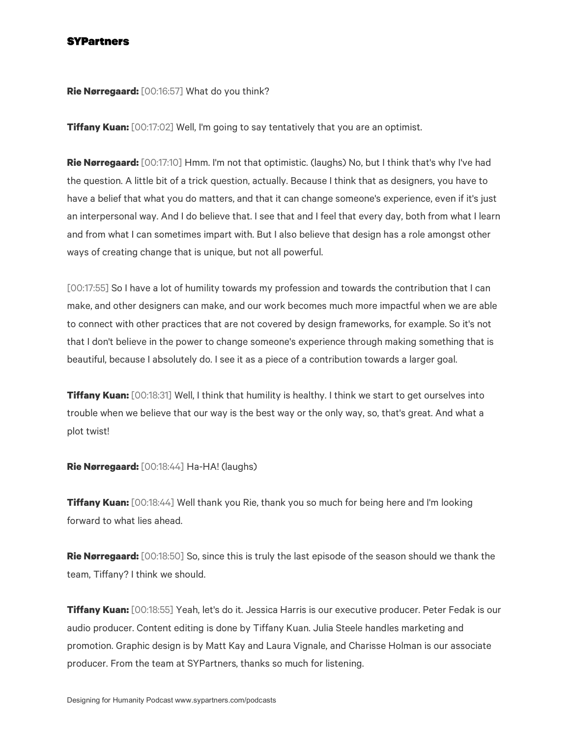**Rie Nørregaard:** [00:16:57] What do you think?

**Tiffany Kuan:** [00:17:02] Well, I'm going to say tentatively that you are an optimist.

**Rie Nørregaard:** [00:17:10] Hmm. I'm not that optimistic. (laughs) No, but I think that's why I've had the question. A little bit of a trick question, actually. Because I think that as designers, you have to have a belief that what you do matters, and that it can change someone's experience, even if it's just an interpersonal way. And I do believe that. I see that and I feel that every day, both from what I learn and from what I can sometimes impart with. But I also believe that design has a role amongst other ways of creating change that is unique, but not all powerful.

[00:17:55] So I have a lot of humility towards my profession and towards the contribution that I can make, and other designers can make, and our work becomes much more impactful when we are able to connect with other practices that are not covered by design frameworks, for example. So it's not that I don't believe in the power to change someone's experience through making something that is beautiful, because I absolutely do. I see it as a piece of a contribution towards a larger goal.

**Tiffany Kuan:** [00:18:31] Well, I think that humility is healthy. I think we start to get ourselves into trouble when we believe that our way is the best way or the only way, so, that's great. And what a plot twist!

**Rie Nørregaard:** [00:18:44] Ha-HA! (laughs)

**Tiffany Kuan:** [00:18:44] Well thank you Rie, thank you so much for being here and I'm looking forward to what lies ahead.

**Rie Nørregaard:** [00:18:50] So, since this is truly the last episode of the season should we thank the team, Tiffany? I think we should.

**Tiffany Kuan:** [00:18:55] Yeah, let's do it. Jessica Harris is our executive producer. Peter Fedak is our audio producer. Content editing is done by Tiffany Kuan. Julia Steele handles marketing and promotion. Graphic design is by Matt Kay and Laura Vignale, and Charisse Holman is our associate producer. From the team at SYPartners, thanks so much for listening.